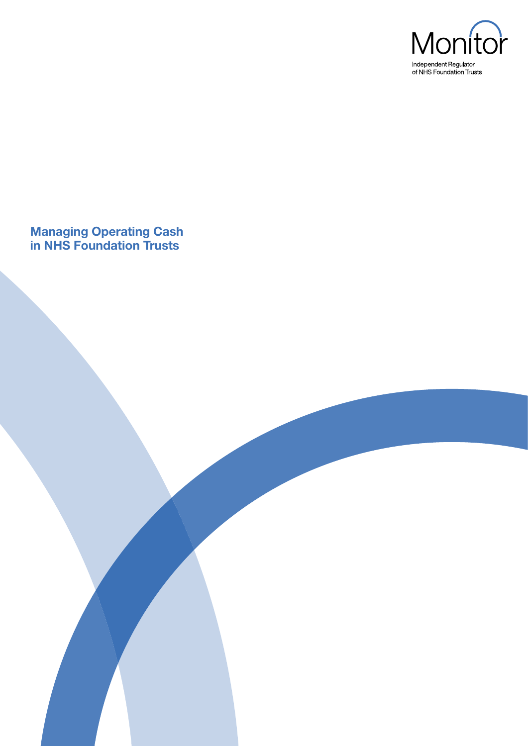Monitor

Independent Regulator of NHS Foundation Trusts

# Managing Operating Cash in NHS Foundation Trusts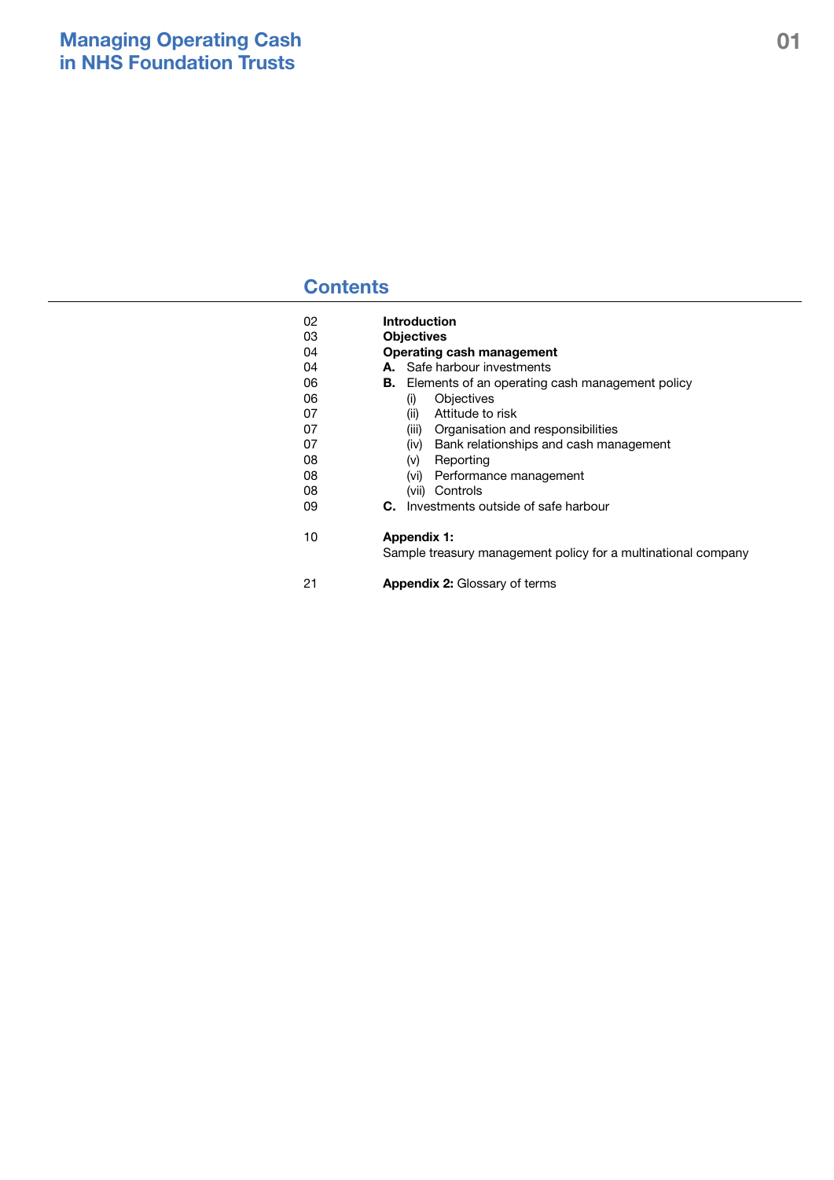# Managing Operating Cash in NHS Foundation Trusts

## Contents

| | |
|---|---|
| 02 | **Introduction** |
| 03 | **Objectives** |
| 04 | **Operating cash management** |
| 04 | **A.** Safe harbour investments |
| 06 | **B.** Elements of an operating cash management policy |
| 06 | (i) Objectives |
| 07 | (ii) Attitude to risk |
| 07 | (iii) Organisation and responsibilities |
| 07 | (iv) Bank relationships and cash management |
| 08 | (v) Reporting |
| 08 | (vi) Performance management |
| 08 | (vii) Controls |
| 09 | **C.** Investments outside of safe harbour |
| 10 | **Appendix 1:** Sample treasury management policy for a multinational company |
| 21 | **Appendix 2:** Glossary of terms |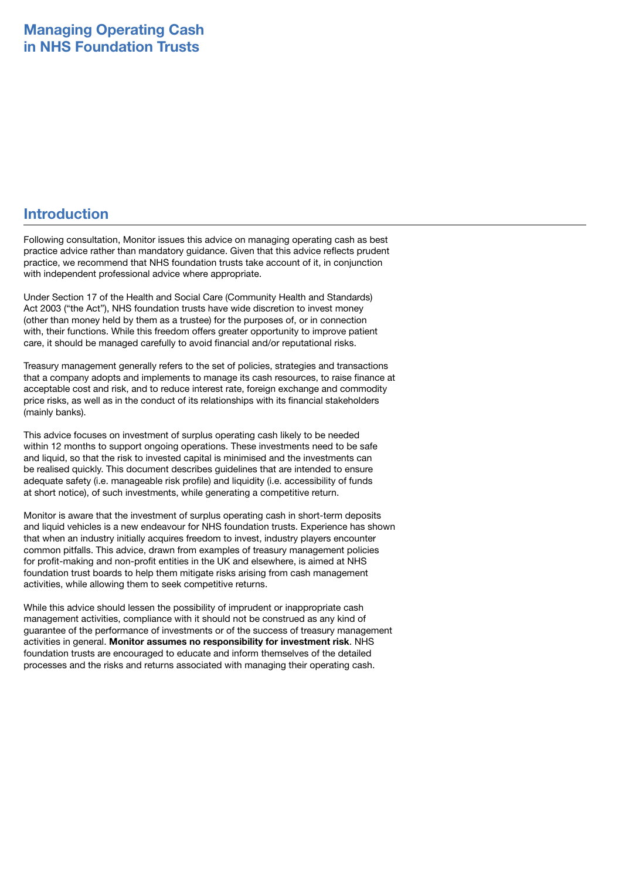# Managing Operating Cash in NHS Foundation Trusts

## Introduction

Following consultation, Monitor issues this advice on managing operating cash as best practice advice rather than mandatory guidance. Given that this advice reflects prudent practice, we recommend that NHS foundation trusts take account of it, in conjunction with independent professional advice where appropriate.

Under Section 17 of the Health and Social Care (Community Health and Standards) Act 2003 ("the Act"), NHS foundation trusts have wide discretion to invest money (other than money held by them as a trustee) for the purposes of, or in connection with, their functions. While this freedom offers greater opportunity to improve patient care, it should be managed carefully to avoid financial and/or reputational risks.

Treasury management generally refers to the set of policies, strategies and transactions that a company adopts and implements to manage its cash resources, to raise finance at acceptable cost and risk, and to reduce interest rate, foreign exchange and commodity price risks, as well as in the conduct of its relationships with its financial stakeholders (mainly banks).

This advice focuses on investment of surplus operating cash likely to be needed within 12 months to support ongoing operations. These investments need to be safe and liquid, so that the risk to invested capital is minimised and the investments can be realised quickly. This document describes guidelines that are intended to ensure adequate safety (i.e. manageable risk profile) and liquidity (i.e. accessibility of funds at short notice), of such investments, while generating a competitive return.

Monitor is aware that the investment of surplus operating cash in short-term deposits and liquid vehicles is a new endeavour for NHS foundation trusts. Experience has shown that when an industry initially acquires freedom to invest, industry players encounter common pitfalls. This advice, drawn from examples of treasury management policies for profit-making and non-profit entities in the UK and elsewhere, is aimed at NHS foundation trust boards to help them mitigate risks arising from cash management activities, while allowing them to seek competitive returns.

While this advice should lessen the possibility of imprudent or inappropriate cash management activities, compliance with it should not be construed as any kind of guarantee of the performance of investments or of the success of treasury management activities in general. **Monitor assumes no responsibility for investment risk**. NHS foundation trusts are encouraged to educate and inform themselves of the detailed processes and the risks and returns associated with managing their operating cash.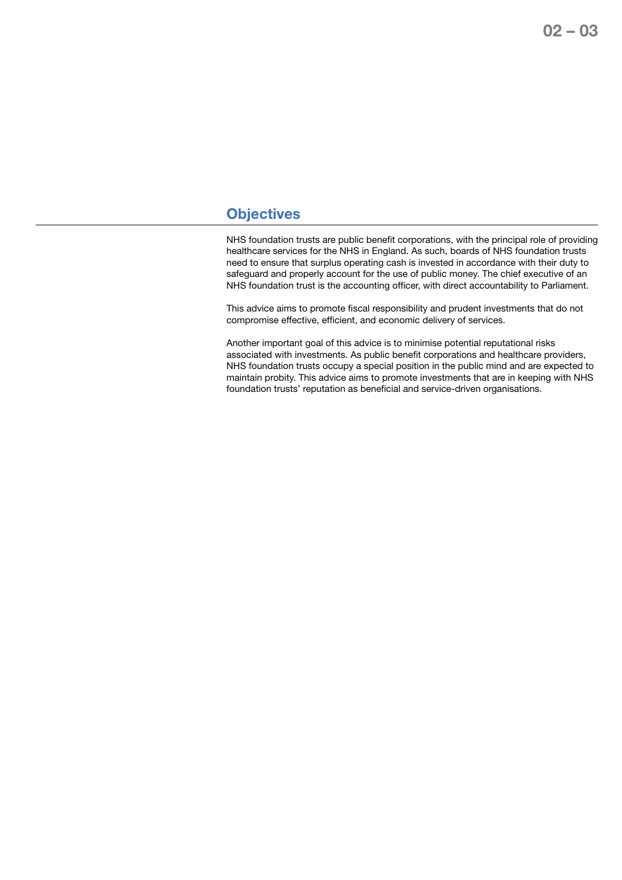## Objectives

NHS foundation trusts are public benefit corporations, with the principal role of providing healthcare services for the NHS in England. As such, boards of NHS foundation trusts need to ensure that surplus operating cash is invested in accordance with their duty to safeguard and properly account for the use of public money. The chief executive of an NHS foundation trust is the accounting officer, with direct accountability to Parliament.

This advice aims to promote fiscal responsibility and prudent investments that do not compromise effective, efficient, and economic delivery of services.

Another important goal of this advice is to minimise potential reputational risks associated with investments. As public benefit corporations and healthcare providers, NHS foundation trusts occupy a special position in the public mind and are expected to maintain probity. This advice aims to promote investments that are in keeping with NHS foundation trusts' reputation as beneficial and service-driven organisations.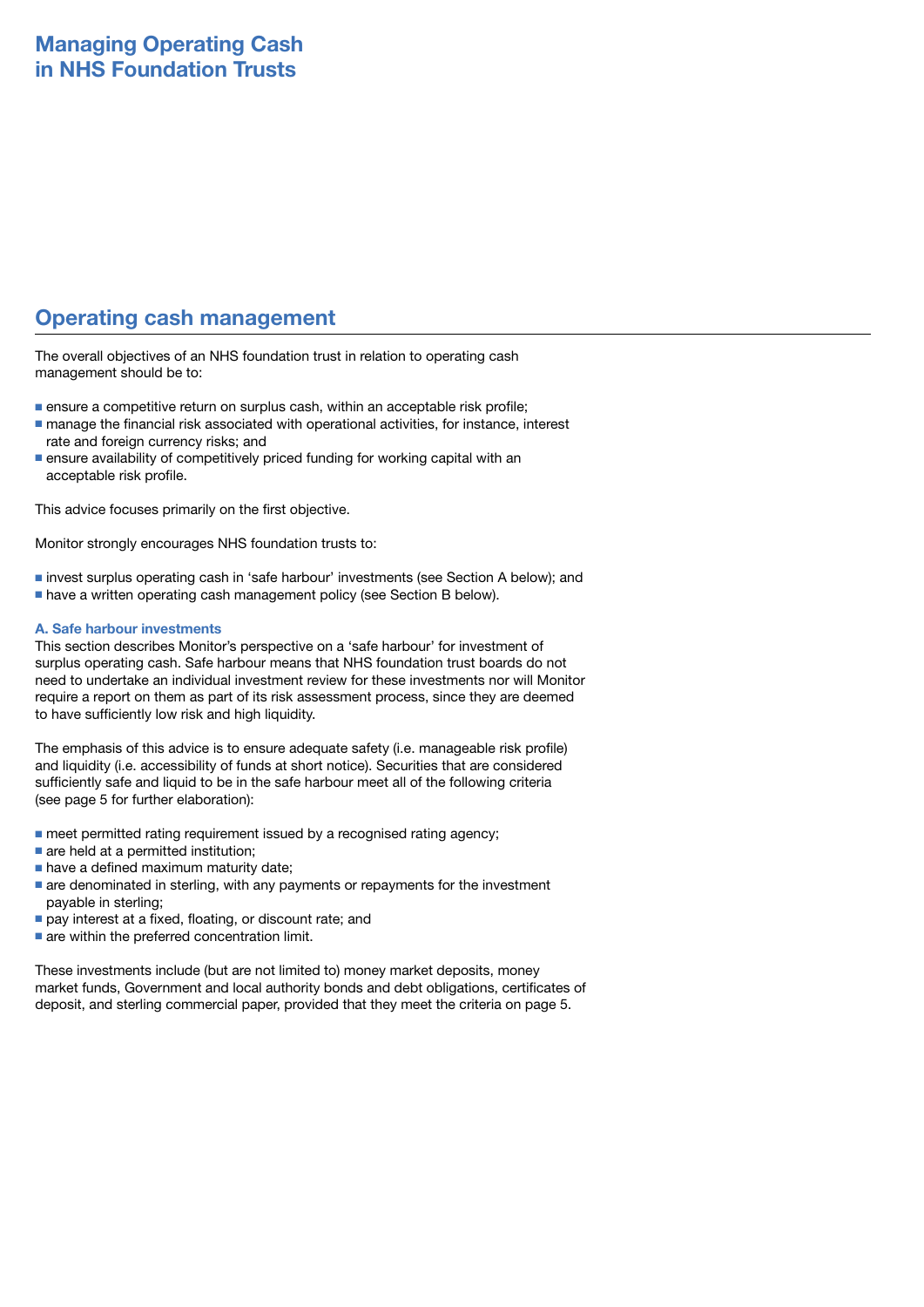# Managing Operating Cash in NHS Foundation Trusts

## Operating cash management

The overall objectives of an NHS foundation trust in relation to operating cash management should be to:

- ensure a competitive return on surplus cash, within an acceptable risk profile;
- manage the financial risk associated with operational activities, for instance, interest rate and foreign currency risks; and
- ensure availability of competitively priced funding for working capital with an acceptable risk profile.

This advice focuses primarily on the first objective.

Monitor strongly encourages NHS foundation trusts to:

- invest surplus operating cash in 'safe harbour' investments (see Section A below); and
- have a written operating cash management policy (see Section B below).

### A. Safe harbour investments

This section describes Monitor's perspective on a 'safe harbour' for investment of surplus operating cash. Safe harbour means that NHS foundation trust boards do not need to undertake an individual investment review for these investments nor will Monitor require a report on them as part of its risk assessment process, since they are deemed to have sufficiently low risk and high liquidity.

The emphasis of this advice is to ensure adequate safety (i.e. manageable risk profile) and liquidity (i.e. accessibility of funds at short notice). Securities that are considered sufficiently safe and liquid to be in the safe harbour meet all of the following criteria (see page 5 for further elaboration):

- meet permitted rating requirement issued by a recognised rating agency;
- are held at a permitted institution;
- have a defined maximum maturity date;
- are denominated in sterling, with any payments or repayments for the investment payable in sterling;
- pay interest at a fixed, floating, or discount rate; and
- are within the preferred concentration limit.

These investments include (but are not limited to) money market deposits, money market funds, Government and local authority bonds and debt obligations, certificates of deposit, and sterling commercial paper, provided that they meet the criteria on page 5.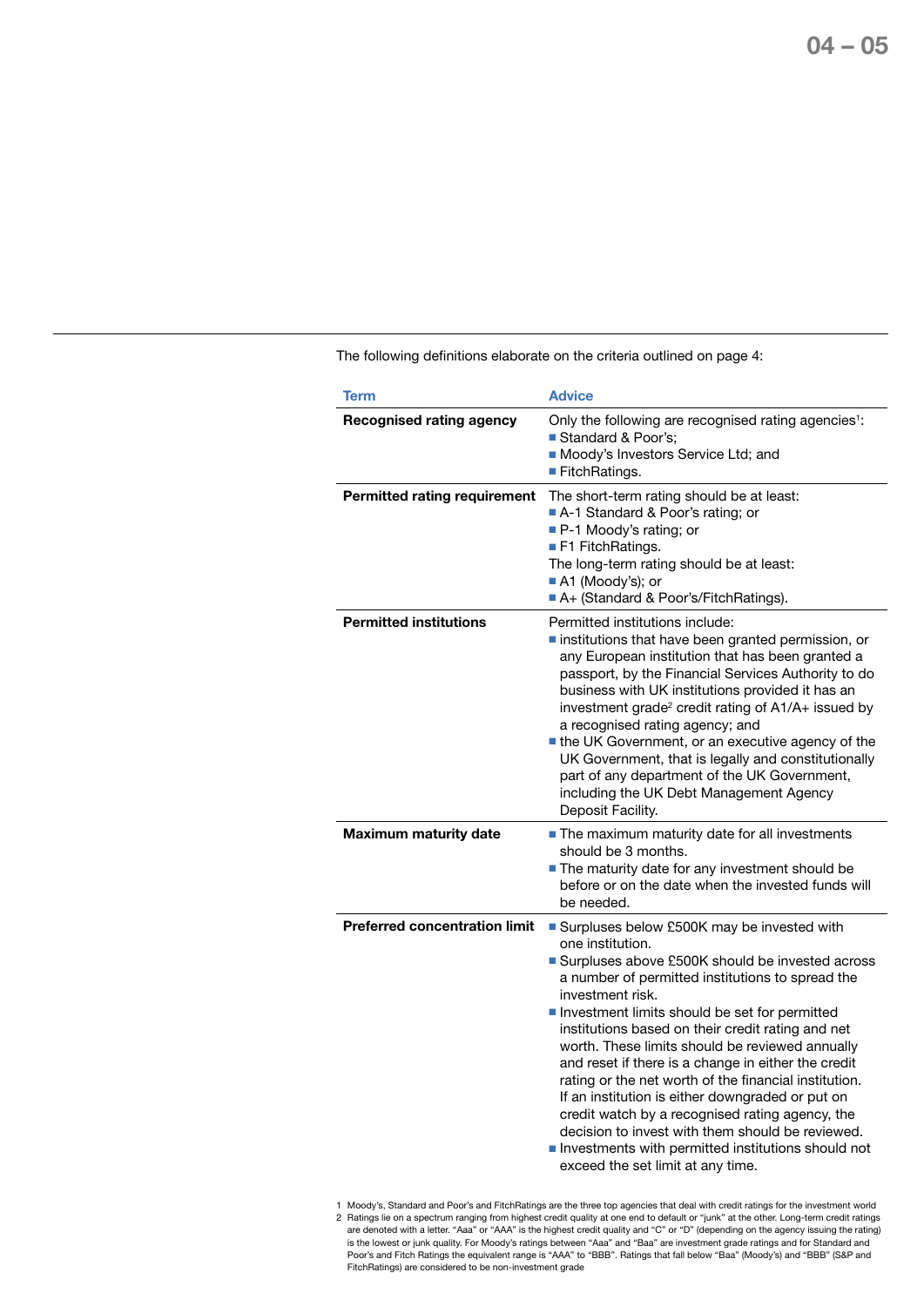The following definitions elaborate on the criteria outlined on page 4:

| Term | Advice |
| --- | --- |
| **Recognised rating agency** | Only the following are recognised rating agencies[1]:<br>■ Standard & Poor's;<br>■ Moody's Investors Service Ltd; and<br>■ FitchRatings. |
| **Permitted rating requirement** | The short-term rating should be at least:<br>■ A-1 Standard & Poor's rating; or<br>■ P-1 Moody's rating; or<br>■ F1 FitchRatings.<br>The long-term rating should be at least:<br>■ A1 (Moody's); or<br>■ A+ (Standard & Poor's/FitchRatings). |
| **Permitted institutions** | Permitted institutions include:<br>■ institutions that have been granted permission, or any European institution that has been granted a passport, by the Financial Services Authority to do business with UK institutions provided it has an investment grade[2] credit rating of A1/A+ issued by a recognised rating agency; and<br>■ the UK Government, or an executive agency of the UK Government, that is legally and constitutionally part of any department of the UK Government, including the UK Debt Management Agency Deposit Facility. |
| **Maximum maturity date** | ■ The maximum maturity date for all investments should be 3 months.<br>■ The maturity date for any investment should be before or on the date when the invested funds will be needed. |
| **Preferred concentration limit** | ■ Surpluses below £500K may be invested with one institution.<br>■ Surpluses above £500K should be invested across a number of permitted institutions to spread the investment risk.<br>■ Investment limits should be set for permitted institutions based on their credit rating and net worth. These limits should be reviewed annually and reset if there is a change in either the credit rating or the net worth of the financial institution. If an institution is either downgraded or put on credit watch by a recognised rating agency, the decision to invest with them should be reviewed.<br>■ Investments with permitted institutions should not exceed the set limit at any time. |

1 Moody's, Standard and Poor's and FitchRatings are the three top agencies that deal with credit ratings for the investment world

2 Ratings lie on a spectrum ranging from highest credit quality at one end to default or "junk" at the other. Long-term credit ratings are denoted with a letter. "Aaa" or "AAA" is the highest credit quality and "C" or "D" (depending on the agency issuing the rating) is the lowest or junk quality. For Moody's ratings between "Aaa" and "Baa" are investment grade ratings and for Standard and Poor's and Fitch Ratings the equivalent range is "AAA" to "BBB". Ratings that fall below "Baa" (Moody's) and "BBB" (S&P and FitchRatings) are considered to be non-investment grade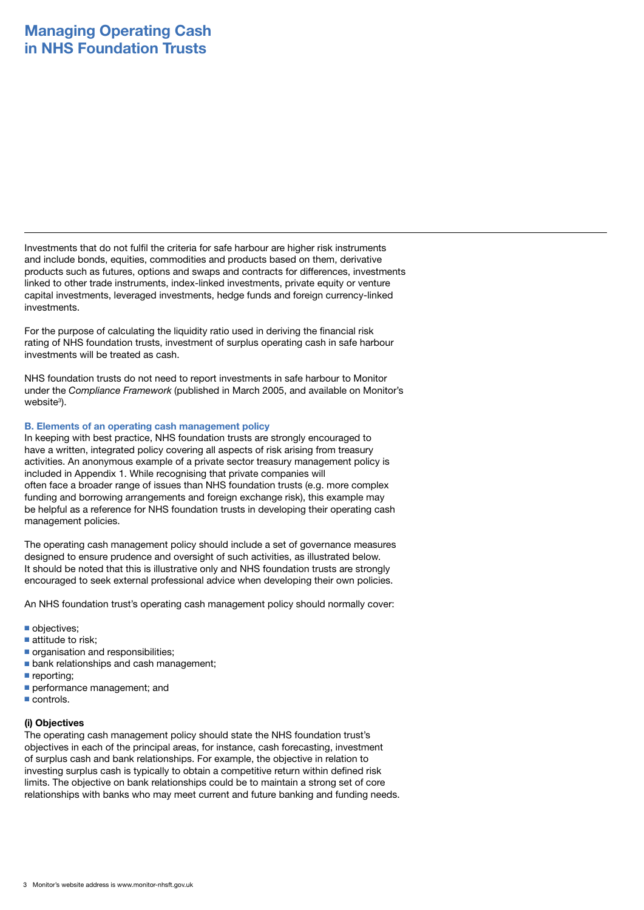# Managing Operating Cash in NHS Foundation Trusts

Investments that do not fulfil the criteria for safe harbour are higher risk instruments and include bonds, equities, commodities and products based on them, derivative products such as futures, options and swaps and contracts for differences, investments linked to other trade instruments, index-linked investments, private equity or venture capital investments, leveraged investments, hedge funds and foreign currency-linked investments.

For the purpose of calculating the liquidity ratio used in deriving the financial risk rating of NHS foundation trusts, investment of surplus operating cash in safe harbour investments will be treated as cash.

NHS foundation trusts do not need to report investments in safe harbour to Monitor under the *Compliance Framework* (published in March 2005, and available on Monitor's website[3]).

### B. Elements of an operating cash management policy

In keeping with best practice, NHS foundation trusts are strongly encouraged to have a written, integrated policy covering all aspects of risk arising from treasury activities. An anonymous example of a private sector treasury management policy is included in Appendix 1. While recognising that private companies will often face a broader range of issues than NHS foundation trusts (e.g. more complex funding and borrowing arrangements and foreign exchange risk), this example may be helpful as a reference for NHS foundation trusts in developing their operating cash management policies.

The operating cash management policy should include a set of governance measures designed to ensure prudence and oversight of such activities, as illustrated below. It should be noted that this is illustrative only and NHS foundation trusts are strongly encouraged to seek external professional advice when developing their own policies.

An NHS foundation trust's operating cash management policy should normally cover:

- objectives;
- attitude to risk;
- organisation and responsibilities;
- bank relationships and cash management;
- reporting;
- performance management; and
- controls.

#### (i) Objectives

The operating cash management policy should state the NHS foundation trust's objectives in each of the principal areas, for instance, cash forecasting, investment of surplus cash and bank relationships. For example, the objective in relation to investing surplus cash is typically to obtain a competitive return within defined risk limits. The objective on bank relationships could be to maintain a strong set of core relationships with banks who may meet current and future banking and funding needs.

3 Monitor's website address is www.monitor-nhsft.gov.uk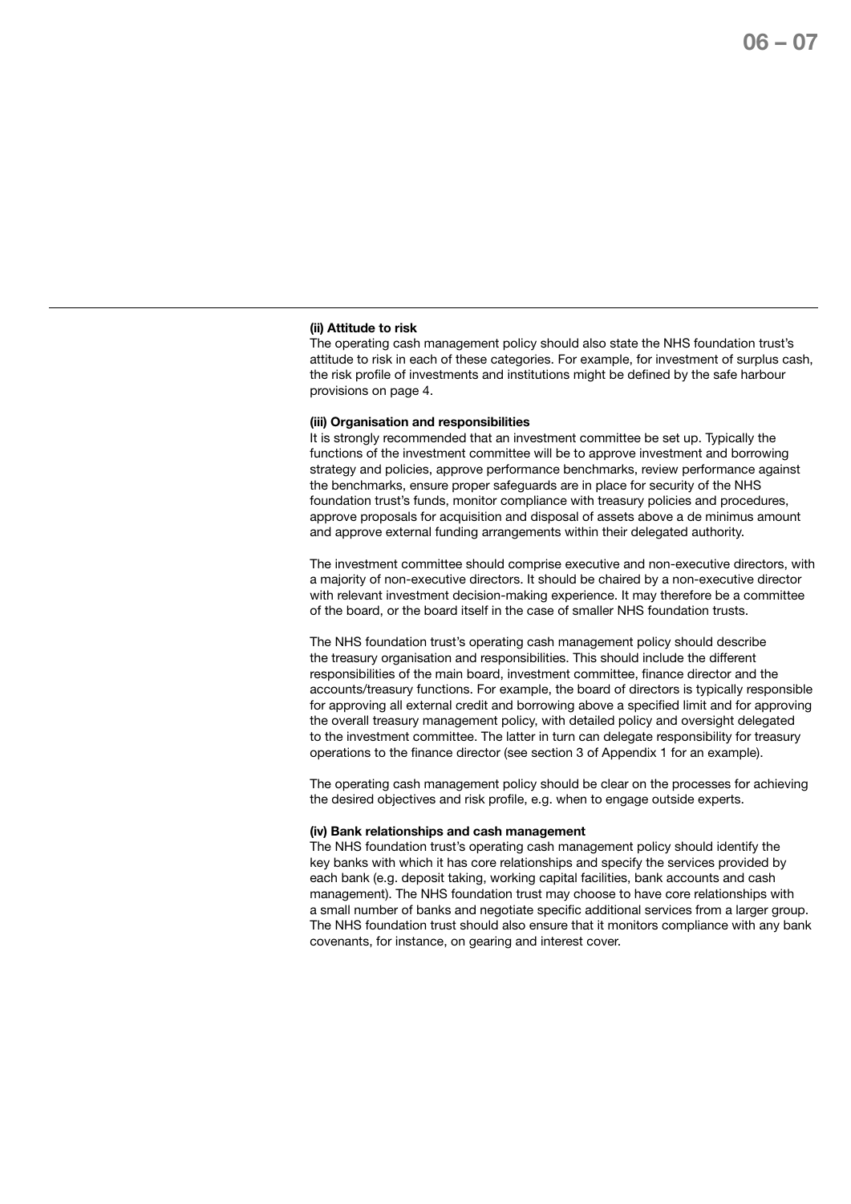**(ii) Attitude to risk**

The operating cash management policy should also state the NHS foundation trust's attitude to risk in each of these categories. For example, for investment of surplus cash, the risk profile of investments and institutions might be defined by the safe harbour provisions on page 4.

**(iii) Organisation and responsibilities**

It is strongly recommended that an investment committee be set up. Typically the functions of the investment committee will be to approve investment and borrowing strategy and policies, approve performance benchmarks, review performance against the benchmarks, ensure proper safeguards are in place for security of the NHS foundation trust's funds, monitor compliance with treasury policies and procedures, approve proposals for acquisition and disposal of assets above a de minimus amount and approve external funding arrangements within their delegated authority.

The investment committee should comprise executive and non-executive directors, with a majority of non-executive directors. It should be chaired by a non-executive director with relevant investment decision-making experience. It may therefore be a committee of the board, or the board itself in the case of smaller NHS foundation trusts.

The NHS foundation trust's operating cash management policy should describe the treasury organisation and responsibilities. This should include the different responsibilities of the main board, investment committee, finance director and the accounts/treasury functions. For example, the board of directors is typically responsible for approving all external credit and borrowing above a specified limit and for approving the overall treasury management policy, with detailed policy and oversight delegated to the investment committee. The latter in turn can delegate responsibility for treasury operations to the finance director (see section 3 of Appendix 1 for an example).

The operating cash management policy should be clear on the processes for achieving the desired objectives and risk profile, e.g. when to engage outside experts.

**(iv) Bank relationships and cash management**

The NHS foundation trust's operating cash management policy should identify the key banks with which it has core relationships and specify the services provided by each bank (e.g. deposit taking, working capital facilities, bank accounts and cash management). The NHS foundation trust may choose to have core relationships with a small number of banks and negotiate specific additional services from a larger group. The NHS foundation trust should also ensure that it monitors compliance with any bank covenants, for instance, on gearing and interest cover.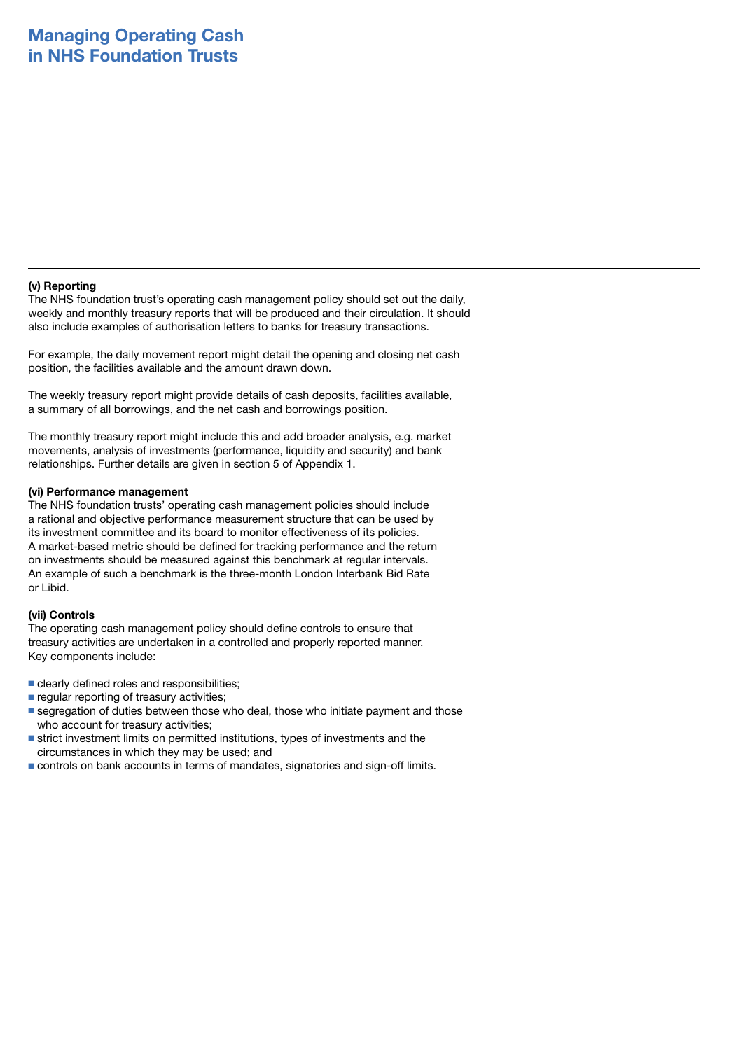#### (v) Reporting

The NHS foundation trust's operating cash management policy should set out the daily, weekly and monthly treasury reports that will be produced and their circulation. It should also include examples of authorisation letters to banks for treasury transactions.

For example, the daily movement report might detail the opening and closing net cash position, the facilities available and the amount drawn down.

The weekly treasury report might provide details of cash deposits, facilities available, a summary of all borrowings, and the net cash and borrowings position.

The monthly treasury report might include this and add broader analysis, e.g. market movements, analysis of investments (performance, liquidity and security) and bank relationships. Further details are given in section 5 of Appendix 1.

#### (vi) Performance management

The NHS foundation trusts' operating cash management policies should include a rational and objective performance measurement structure that can be used by its investment committee and its board to monitor effectiveness of its policies. A market-based metric should be defined for tracking performance and the return on investments should be measured against this benchmark at regular intervals. An example of such a benchmark is the three-month London Interbank Bid Rate or Libid.

#### (vii) Controls

The operating cash management policy should define controls to ensure that treasury activities are undertaken in a controlled and properly reported manner. Key components include:

- clearly defined roles and responsibilities;
- regular reporting of treasury activities;
- segregation of duties between those who deal, those who initiate payment and those who account for treasury activities;
- strict investment limits on permitted institutions, types of investments and the circumstances in which they may be used; and
- controls on bank accounts in terms of mandates, signatories and sign-off limits.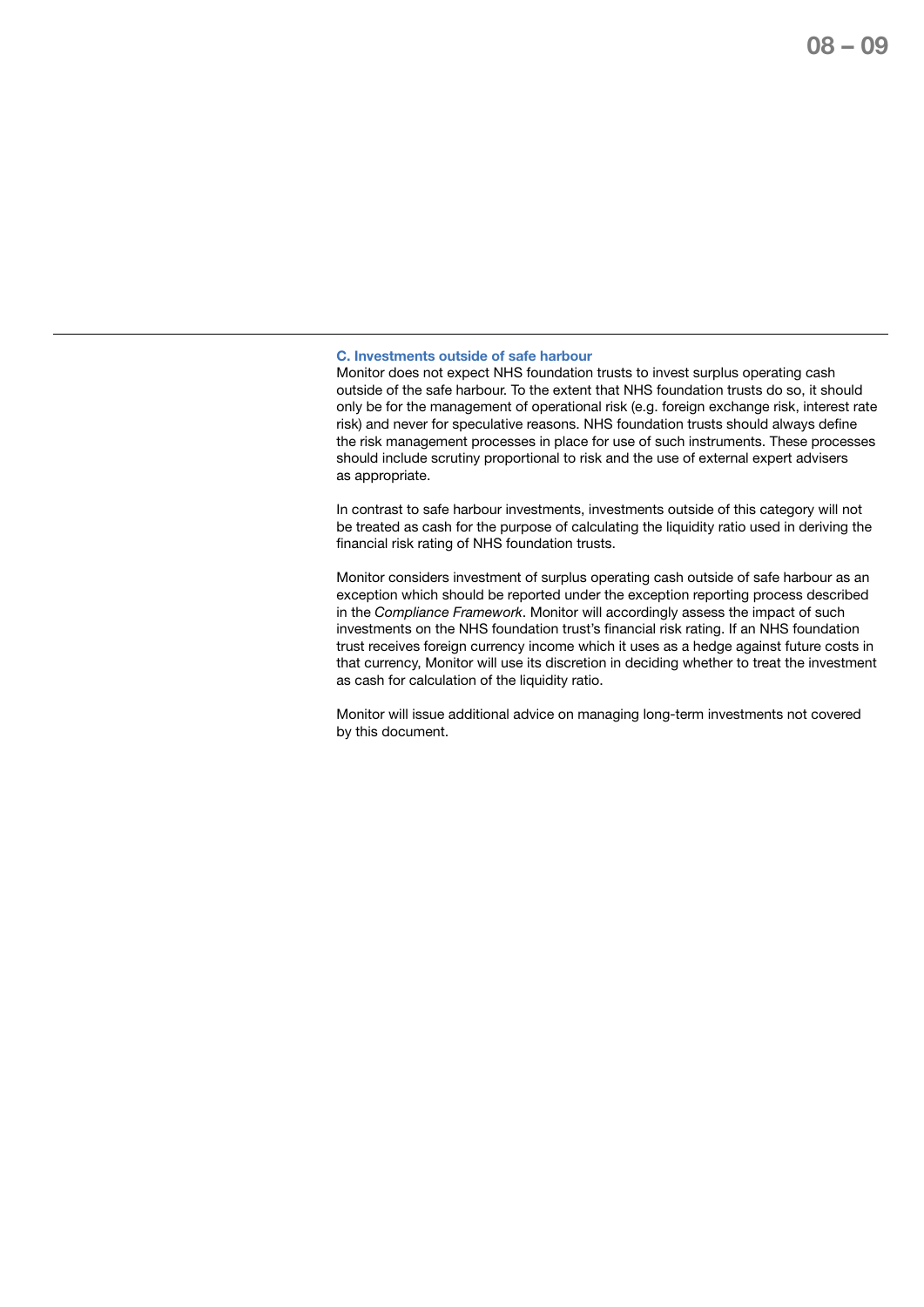### C. Investments outside of safe harbour

Monitor does not expect NHS foundation trusts to invest surplus operating cash outside of the safe harbour. To the extent that NHS foundation trusts do so, it should only be for the management of operational risk (e.g. foreign exchange risk, interest rate risk) and never for speculative reasons. NHS foundation trusts should always define the risk management processes in place for use of such instruments. These processes should include scrutiny proportional to risk and the use of external expert advisers as appropriate.

In contrast to safe harbour investments, investments outside of this category will not be treated as cash for the purpose of calculating the liquidity ratio used in deriving the financial risk rating of NHS foundation trusts.

Monitor considers investment of surplus operating cash outside of safe harbour as an exception which should be reported under the exception reporting process described in the *Compliance Framework*. Monitor will accordingly assess the impact of such investments on the NHS foundation trust's financial risk rating. If an NHS foundation trust receives foreign currency income which it uses as a hedge against future costs in that currency, Monitor will use its discretion in deciding whether to treat the investment as cash for calculation of the liquidity ratio.

Monitor will issue additional advice on managing long-term investments not covered by this document.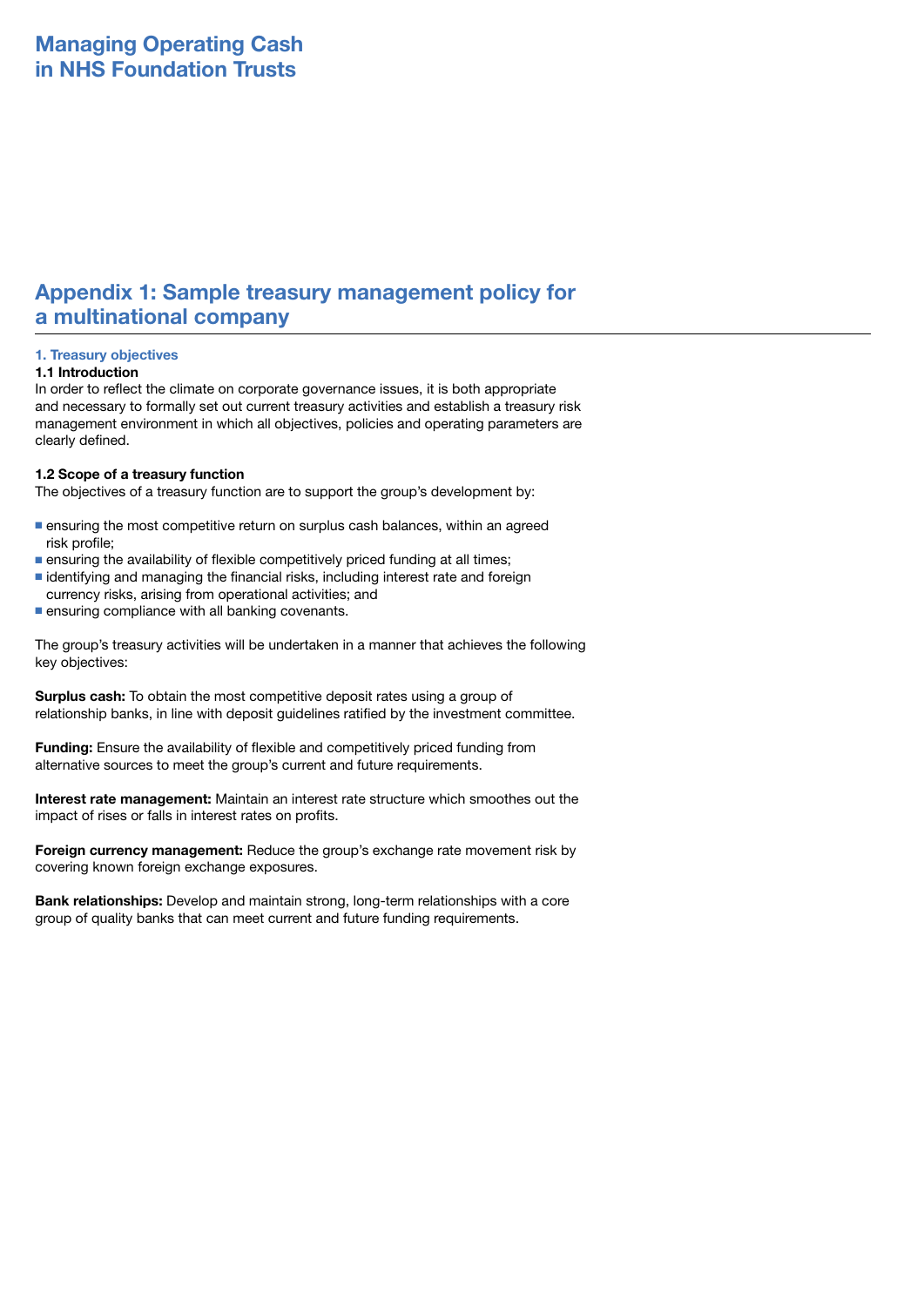## Appendix 1: Sample treasury management policy for a multinational company

### 1. Treasury objectives

**1.1 Introduction**

In order to reflect the climate on corporate governance issues, it is both appropriate and necessary to formally set out current treasury activities and establish a treasury risk management environment in which all objectives, policies and operating parameters are clearly defined.

**1.2 Scope of a treasury function**

The objectives of a treasury function are to support the group's development by:

- ensuring the most competitive return on surplus cash balances, within an agreed risk profile;
- ensuring the availability of flexible competitively priced funding at all times;
- identifying and managing the financial risks, including interest rate and foreign currency risks, arising from operational activities; and
- ensuring compliance with all banking covenants.

The group's treasury activities will be undertaken in a manner that achieves the following key objectives:

**Surplus cash:** To obtain the most competitive deposit rates using a group of relationship banks, in line with deposit guidelines ratified by the investment committee.

**Funding:** Ensure the availability of flexible and competitively priced funding from alternative sources to meet the group's current and future requirements.

**Interest rate management:** Maintain an interest rate structure which smoothes out the impact of rises or falls in interest rates on profits.

**Foreign currency management:** Reduce the group's exchange rate movement risk by covering known foreign exchange exposures.

**Bank relationships:** Develop and maintain strong, long-term relationships with a core group of quality banks that can meet current and future funding requirements.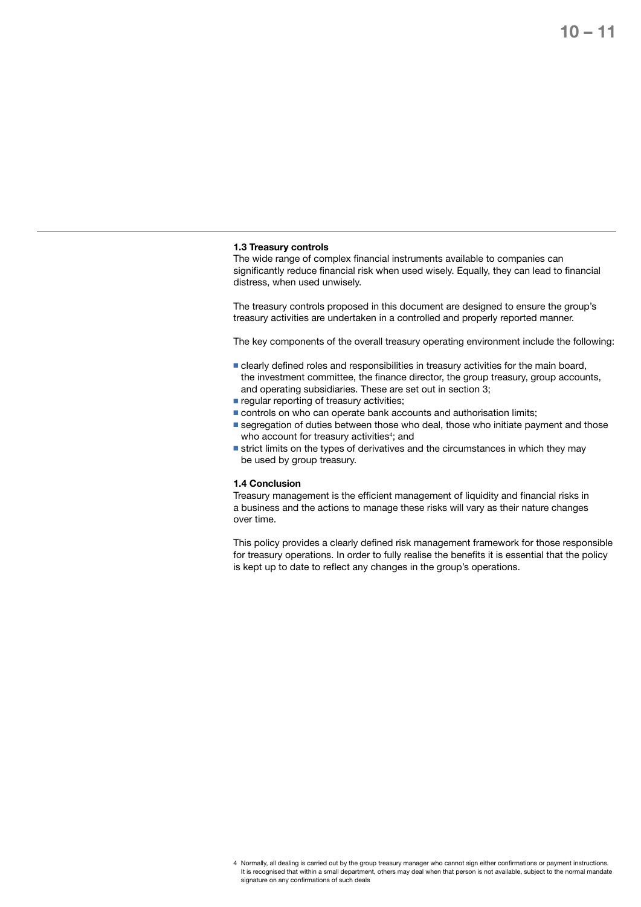### 1.3 Treasury controls

The wide range of complex financial instruments available to companies can significantly reduce financial risk when used wisely. Equally, they can lead to financial distress, when used unwisely.

The treasury controls proposed in this document are designed to ensure the group's treasury activities are undertaken in a controlled and properly reported manner.

The key components of the overall treasury operating environment include the following:

- clearly defined roles and responsibilities in treasury activities for the main board, the investment committee, the finance director, the group treasury, group accounts, and operating subsidiaries. These are set out in section 3;
- regular reporting of treasury activities;
- controls on who can operate bank accounts and authorisation limits;
- segregation of duties between those who deal, those who initiate payment and those who account for treasury activities[4]; and
- strict limits on the types of derivatives and the circumstances in which they may be used by group treasury.

### 1.4 Conclusion

Treasury management is the efficient management of liquidity and financial risks in a business and the actions to manage these risks will vary as their nature changes over time.

This policy provides a clearly defined risk management framework for those responsible for treasury operations. In order to fully realise the benefits it is essential that the policy is kept up to date to reflect any changes in the group's operations.

4 Normally, all dealing is carried out by the group treasury manager who cannot sign either confirmations or payment instructions. It is recognised that within a small department, others may deal when that person is not available, subject to the normal mandate signature on any confirmations of such deals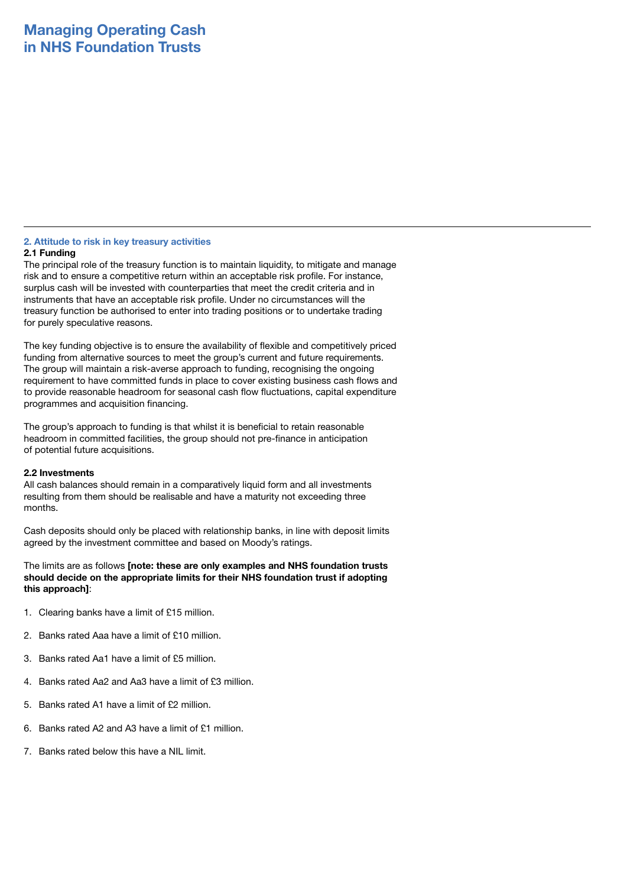## 2. Attitude to risk in key treasury activities

### 2.1 Funding

The principal role of the treasury function is to maintain liquidity, to mitigate and manage risk and to ensure a competitive return within an acceptable risk profile. For instance, surplus cash will be invested with counterparties that meet the credit criteria and in instruments that have an acceptable risk profile. Under no circumstances will the treasury function be authorised to enter into trading positions or to undertake trading for purely speculative reasons.

The key funding objective is to ensure the availability of flexible and competitively priced funding from alternative sources to meet the group's current and future requirements. The group will maintain a risk-averse approach to funding, recognising the ongoing requirement to have committed funds in place to cover existing business cash flows and to provide reasonable headroom for seasonal cash flow fluctuations, capital expenditure programmes and acquisition financing.

The group's approach to funding is that whilst it is beneficial to retain reasonable headroom in committed facilities, the group should not pre-finance in anticipation of potential future acquisitions.

### 2.2 Investments

All cash balances should remain in a comparatively liquid form and all investments resulting from them should be realisable and have a maturity not exceeding three months.

Cash deposits should only be placed with relationship banks, in line with deposit limits agreed by the investment committee and based on Moody's ratings.

The limits are as follows **[note: these are only examples and NHS foundation trusts should decide on the appropriate limits for their NHS foundation trust if adopting this approach]**:

1. Clearing banks have a limit of £15 million.
2. Banks rated Aaa have a limit of £10 million.
3. Banks rated Aa1 have a limit of £5 million.
4. Banks rated Aa2 and Aa3 have a limit of £3 million.
5. Banks rated A1 have a limit of £2 million.
6. Banks rated A2 and A3 have a limit of £1 million.
7. Banks rated below this have a NIL limit.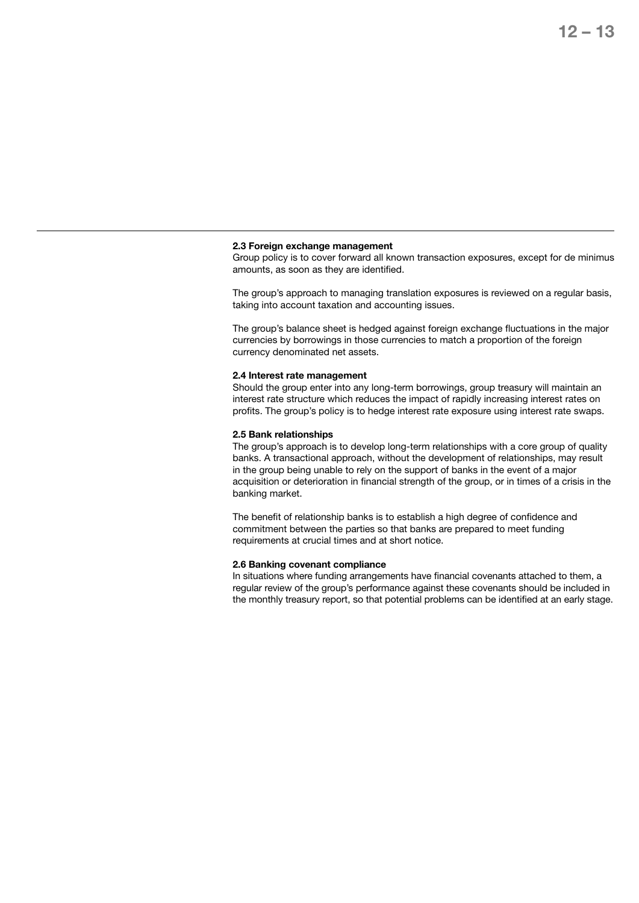### 2.3 Foreign exchange management

Group policy is to cover forward all known transaction exposures, except for de minimus amounts, as soon as they are identified.

The group's approach to managing translation exposures is reviewed on a regular basis, taking into account taxation and accounting issues.

The group's balance sheet is hedged against foreign exchange fluctuations in the major currencies by borrowings in those currencies to match a proportion of the foreign currency denominated net assets.

### 2.4 Interest rate management

Should the group enter into any long-term borrowings, group treasury will maintain an interest rate structure which reduces the impact of rapidly increasing interest rates on profits. The group's policy is to hedge interest rate exposure using interest rate swaps.

### 2.5 Bank relationships

The group's approach is to develop long-term relationships with a core group of quality banks. A transactional approach, without the development of relationships, may result in the group being unable to rely on the support of banks in the event of a major acquisition or deterioration in financial strength of the group, or in times of a crisis in the banking market.

The benefit of relationship banks is to establish a high degree of confidence and commitment between the parties so that banks are prepared to meet funding requirements at crucial times and at short notice.

### 2.6 Banking covenant compliance

In situations where funding arrangements have financial covenants attached to them, a regular review of the group's performance against these covenants should be included in the monthly treasury report, so that potential problems can be identified at an early stage.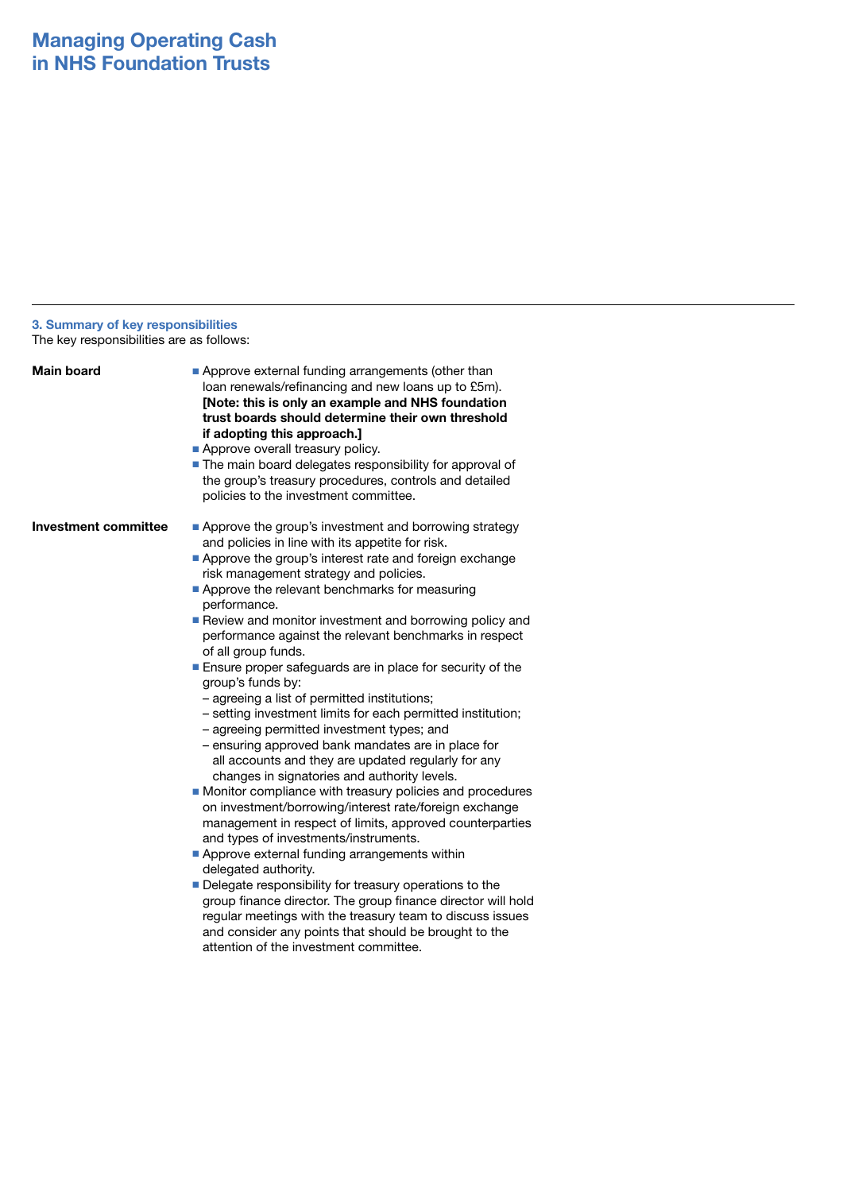### 3. Summary of key responsibilities

The key responsibilities are as follows:

**Main board**

- Approve external funding arrangements (other than loan renewals/refinancing and new loans up to £5m). **[Note: this is only an example and NHS foundation trust boards should determine their own threshold if adopting this approach.]**
- Approve overall treasury policy.
- The main board delegates responsibility for approval of the group's treasury procedures, controls and detailed policies to the investment committee.

**Investment committee**

- Approve the group's investment and borrowing strategy and policies in line with its appetite for risk.
- Approve the group's interest rate and foreign exchange risk management strategy and policies.
- Approve the relevant benchmarks for measuring performance.
- Review and monitor investment and borrowing policy and performance against the relevant benchmarks in respect of all group funds.
- Ensure proper safeguards are in place for security of the group's funds by:
  - agreeing a list of permitted institutions;
  - setting investment limits for each permitted institution;
  - agreeing permitted investment types; and
  - ensuring approved bank mandates are in place for all accounts and they are updated regularly for any changes in signatories and authority levels.
- Monitor compliance with treasury policies and procedures on investment/borrowing/interest rate/foreign exchange management in respect of limits, approved counterparties and types of investments/instruments.
- Approve external funding arrangements within delegated authority.
- Delegate responsibility for treasury operations to the group finance director. The group finance director will hold regular meetings with the treasury team to discuss issues and consider any points that should be brought to the attention of the investment committee.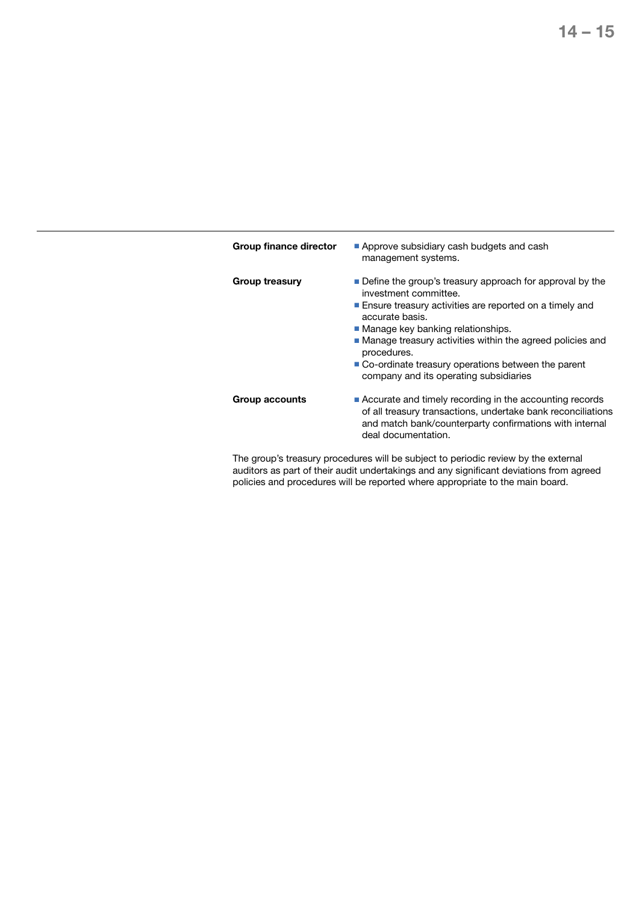| | |
|---|---|
| **Group finance director** | ■ Approve subsidiary cash budgets and cash management systems. |
| **Group treasury** | ■ Define the group's treasury approach for approval by the investment committee.<br>■ Ensure treasury activities are reported on a timely and accurate basis.<br>■ Manage key banking relationships.<br>■ Manage treasury activities within the agreed policies and procedures.<br>■ Co-ordinate treasury operations between the parent company and its operating subsidiaries |
| **Group accounts** | ■ Accurate and timely recording in the accounting records of all treasury transactions, undertake bank reconciliations and match bank/counterparty confirmations with internal deal documentation. |

The group's treasury procedures will be subject to periodic review by the external auditors as part of their audit undertakings and any significant deviations from agreed policies and procedures will be reported where appropriate to the main board.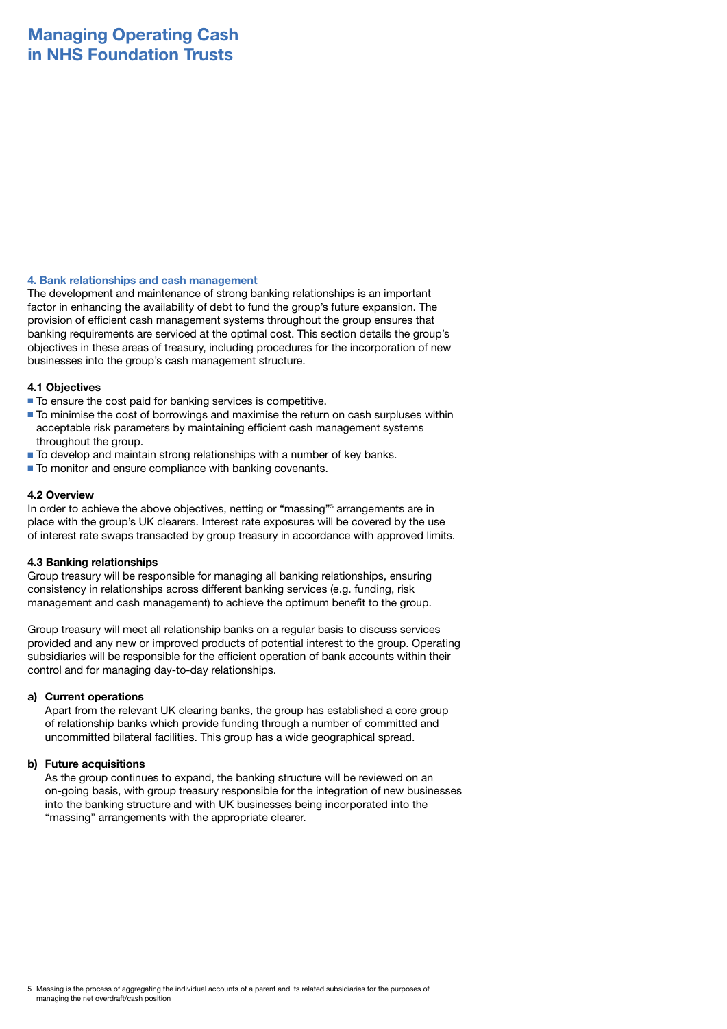# Managing Operating Cash in NHS Foundation Trusts

### 4. Bank relationships and cash management

The development and maintenance of strong banking relationships is an important factor in enhancing the availability of debt to fund the group's future expansion. The provision of efficient cash management systems throughout the group ensures that banking requirements are serviced at the optimal cost. This section details the group's objectives in these areas of treasury, including procedures for the incorporation of new businesses into the group's cash management structure.

**4.1 Objectives**

- To ensure the cost paid for banking services is competitive.
- To minimise the cost of borrowings and maximise the return on cash surpluses within acceptable risk parameters by maintaining efficient cash management systems throughout the group.
- To develop and maintain strong relationships with a number of key banks.
- To monitor and ensure compliance with banking covenants.

**4.2 Overview**

In order to achieve the above objectives, netting or "massing"[5] arrangements are in place with the group's UK clearers. Interest rate exposures will be covered by the use of interest rate swaps transacted by group treasury in accordance with approved limits.

**4.3 Banking relationships**

Group treasury will be responsible for managing all banking relationships, ensuring consistency in relationships across different banking services (e.g. funding, risk management and cash management) to achieve the optimum benefit to the group.

Group treasury will meet all relationship banks on a regular basis to discuss services provided and any new or improved products of potential interest to the group. Operating subsidiaries will be responsible for the efficient operation of bank accounts within their control and for managing day-to-day relationships.

**a) Current operations**

Apart from the relevant UK clearing banks, the group has established a core group of relationship banks which provide funding through a number of committed and uncommitted bilateral facilities. This group has a wide geographical spread.

**b) Future acquisitions**

As the group continues to expand, the banking structure will be reviewed on an on-going basis, with group treasury responsible for the integration of new businesses into the banking structure and with UK businesses being incorporated into the "massing" arrangements with the appropriate clearer.

5 Massing is the process of aggregating the individual accounts of a parent and its related subsidiaries for the purposes of managing the net overdraft/cash position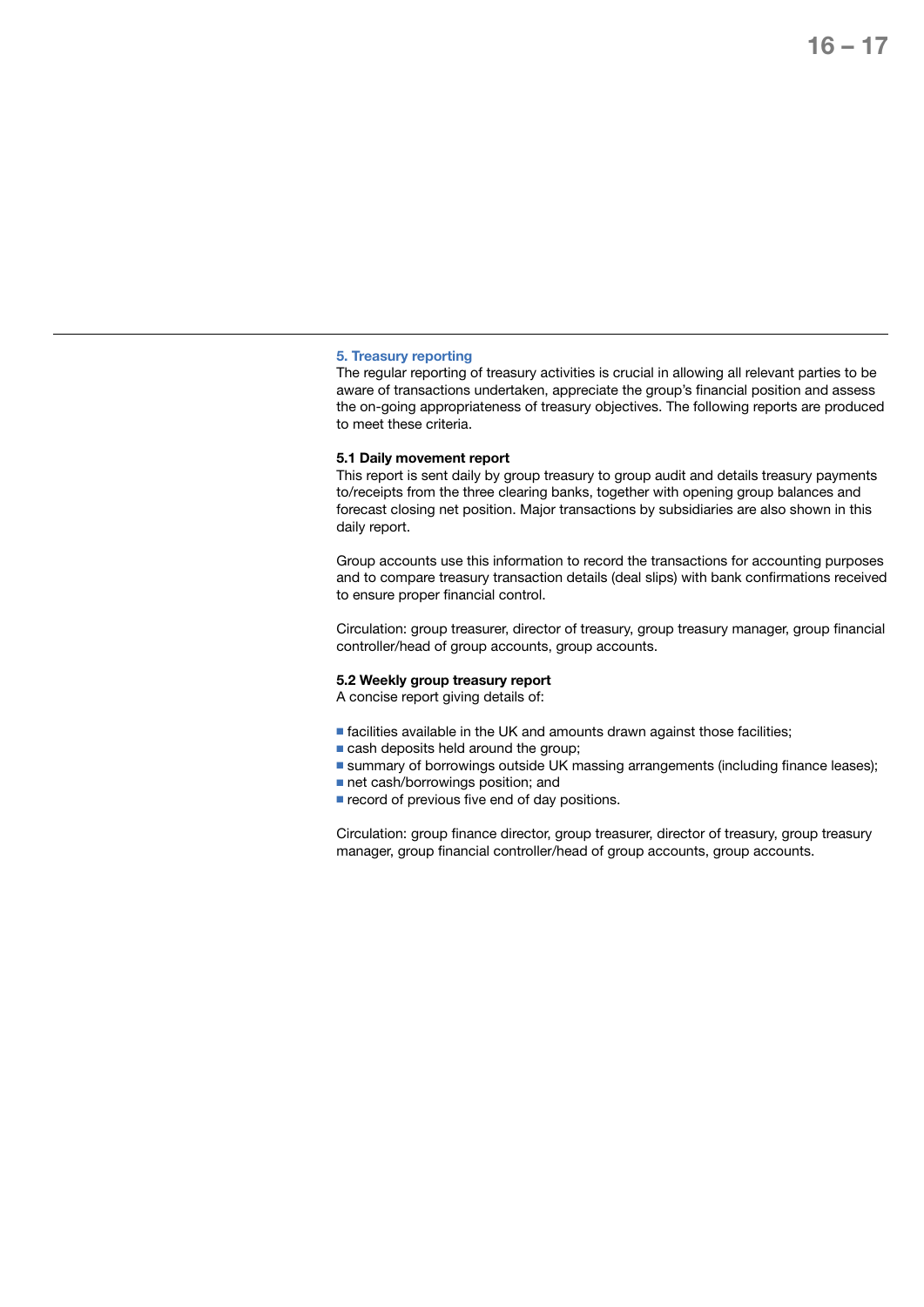## 5. Treasury reporting

The regular reporting of treasury activities is crucial in allowing all relevant parties to be aware of transactions undertaken, appreciate the group's financial position and assess the on-going appropriateness of treasury objectives. The following reports are produced to meet these criteria.

### 5.1 Daily movement report

This report is sent daily by group treasury to group audit and details treasury payments to/receipts from the three clearing banks, together with opening group balances and forecast closing net position. Major transactions by subsidiaries are also shown in this daily report.

Group accounts use this information to record the transactions for accounting purposes and to compare treasury transaction details (deal slips) with bank confirmations received to ensure proper financial control.

Circulation: group treasurer, director of treasury, group treasury manager, group financial controller/head of group accounts, group accounts.

### 5.2 Weekly group treasury report

A concise report giving details of:

- facilities available in the UK and amounts drawn against those facilities;
- cash deposits held around the group;
- summary of borrowings outside UK massing arrangements (including finance leases);
- net cash/borrowings position; and
- record of previous five end of day positions.

Circulation: group finance director, group treasurer, director of treasury, group treasury manager, group financial controller/head of group accounts, group accounts.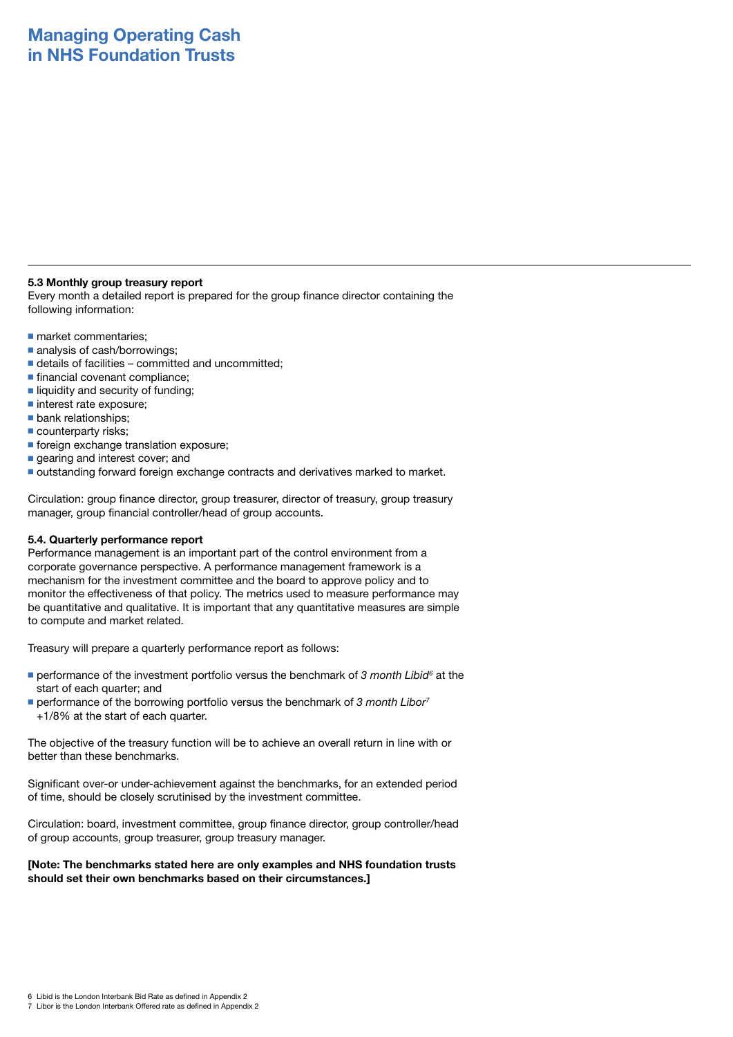### 5.3 Monthly group treasury report

Every month a detailed report is prepared for the group finance director containing the following information:

- market commentaries;
- analysis of cash/borrowings;
- details of facilities – committed and uncommitted;
- financial covenant compliance;
- liquidity and security of funding;
- interest rate exposure;
- bank relationships;
- counterparty risks;
- foreign exchange translation exposure;
- gearing and interest cover; and
- outstanding forward foreign exchange contracts and derivatives marked to market.

Circulation: group finance director, group treasurer, director of treasury, group treasury manager, group financial controller/head of group accounts.

### 5.4. Quarterly performance report

Performance management is an important part of the control environment from a corporate governance perspective. A performance management framework is a mechanism for the investment committee and the board to approve policy and to monitor the effectiveness of that policy. The metrics used to measure performance may be quantitative and qualitative. It is important that any quantitative measures are simple to compute and market related.

Treasury will prepare a quarterly performance report as follows:

- performance of the investment portfolio versus the benchmark of *3 month Libid*[6] at the start of each quarter; and
- performance of the borrowing portfolio versus the benchmark of *3 month Libor*[7] +1/8% at the start of each quarter.

The objective of the treasury function will be to achieve an overall return in line with or better than these benchmarks.

Significant over-or under-achievement against the benchmarks, for an extended period of time, should be closely scrutinised by the investment committee.

Circulation: board, investment committee, group finance director, group controller/head of group accounts, group treasurer, group treasury manager.

**[Note: The benchmarks stated here are only examples and NHS foundation trusts should set their own benchmarks based on their circumstances.]**

6 Libid is the London Interbank Bid Rate as defined in Appendix 2

7 Libor is the London Interbank Offered rate as defined in Appendix 2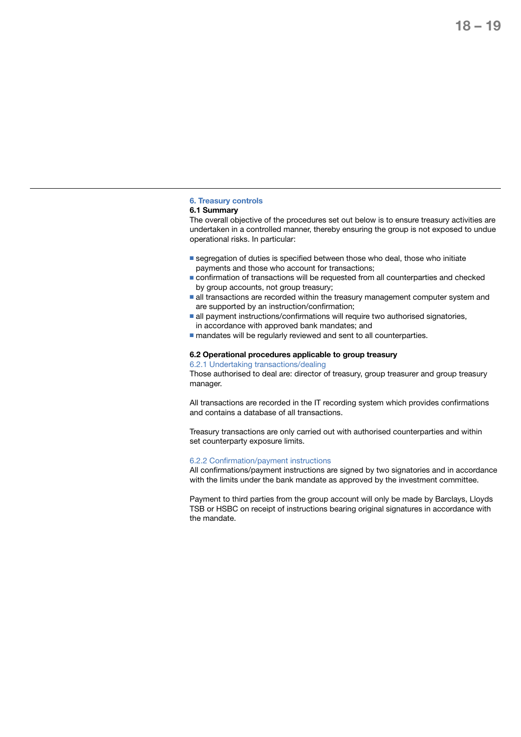## 6. Treasury controls

### 6.1 Summary

The overall objective of the procedures set out below is to ensure treasury activities are undertaken in a controlled manner, thereby ensuring the group is not exposed to undue operational risks. In particular:

- segregation of duties is specified between those who deal, those who initiate payments and those who account for transactions;
- confirmation of transactions will be requested from all counterparties and checked by group accounts, not group treasury;
- all transactions are recorded within the treasury management computer system and are supported by an instruction/confirmation;
- all payment instructions/confirmations will require two authorised signatories, in accordance with approved bank mandates; and
- mandates will be regularly reviewed and sent to all counterparties.

### 6.2 Operational procedures applicable to group treasury

#### 6.2.1 Undertaking transactions/dealing

Those authorised to deal are: director of treasury, group treasurer and group treasury manager.

All transactions are recorded in the IT recording system which provides confirmations and contains a database of all transactions.

Treasury transactions are only carried out with authorised counterparties and within set counterparty exposure limits.

#### 6.2.2 Confirmation/payment instructions

All confirmations/payment instructions are signed by two signatories and in accordance with the limits under the bank mandate as approved by the investment committee.

Payment to third parties from the group account will only be made by Barclays, Lloyds TSB or HSBC on receipt of instructions bearing original signatures in accordance with the mandate.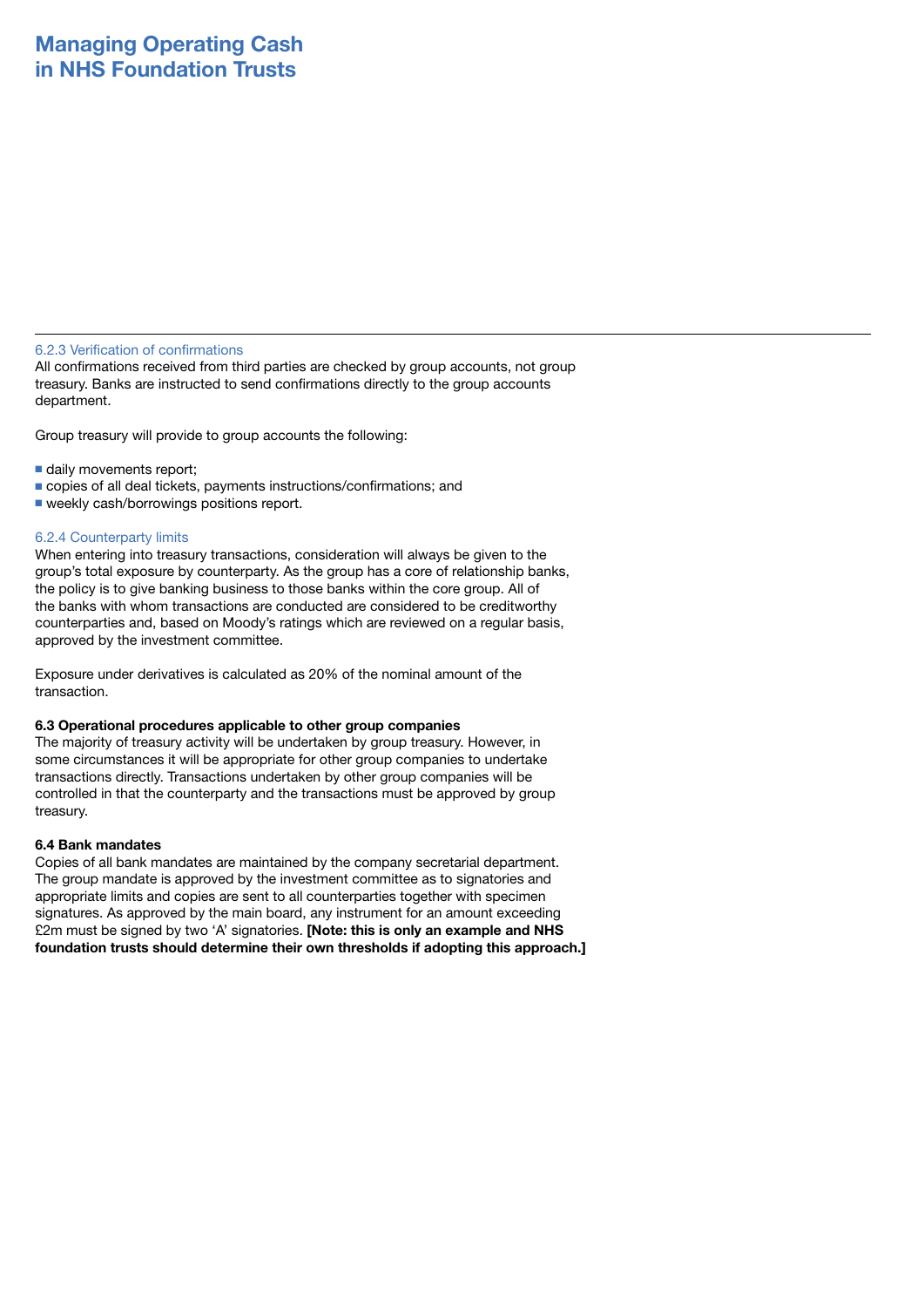#### 6.2.3 Verification of confirmations

All confirmations received from third parties are checked by group accounts, not group treasury. Banks are instructed to send confirmations directly to the group accounts department.

Group treasury will provide to group accounts the following:

- daily movements report;
- copies of all deal tickets, payments instructions/confirmations; and
- weekly cash/borrowings positions report.

#### 6.2.4 Counterparty limits

When entering into treasury transactions, consideration will always be given to the group's total exposure by counterparty. As the group has a core of relationship banks, the policy is to give banking business to those banks within the core group. All of the banks with whom transactions are conducted are considered to be creditworthy counterparties and, based on Moody's ratings which are reviewed on a regular basis, approved by the investment committee.

Exposure under derivatives is calculated as 20% of the nominal amount of the transaction.

### 6.3 Operational procedures applicable to other group companies

The majority of treasury activity will be undertaken by group treasury. However, in some circumstances it will be appropriate for other group companies to undertake transactions directly. Transactions undertaken by other group companies will be controlled in that the counterparty and the transactions must be approved by group treasury.

### 6.4 Bank mandates

Copies of all bank mandates are maintained by the company secretarial department. The group mandate is approved by the investment committee as to signatories and appropriate limits and copies are sent to all counterparties together with specimen signatures. As approved by the main board, any instrument for an amount exceeding £2m must be signed by two 'A' signatories. **[Note: this is only an example and NHS foundation trusts should determine their own thresholds if adopting this approach.]**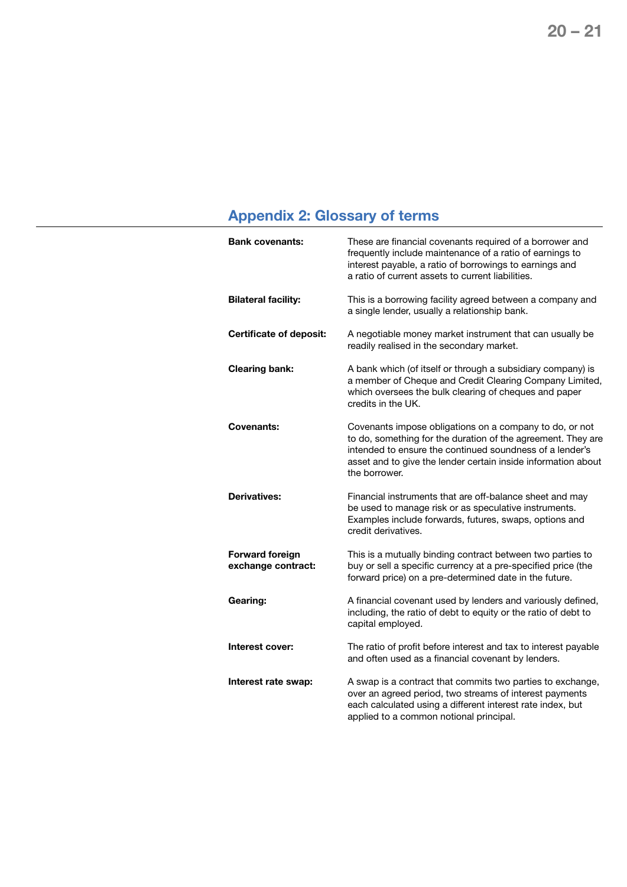## Appendix 2: Glossary of terms

**Bank covenants:** These are financial covenants required of a borrower and frequently include maintenance of a ratio of earnings to interest payable, a ratio of borrowings to earnings and a ratio of current assets to current liabilities.

**Bilateral facility:** This is a borrowing facility agreed between a company and a single lender, usually a relationship bank.

**Certificate of deposit:** A negotiable money market instrument that can usually be readily realised in the secondary market.

**Clearing bank:** A bank which (of itself or through a subsidiary company) is a member of Cheque and Credit Clearing Company Limited, which oversees the bulk clearing of cheques and paper credits in the UK.

**Covenants:** Covenants impose obligations on a company to do, or not to do, something for the duration of the agreement. They are intended to ensure the continued soundness of a lender's asset and to give the lender certain inside information about the borrower.

**Derivatives:** Financial instruments that are off-balance sheet and may be used to manage risk or as speculative instruments. Examples include forwards, futures, swaps, options and credit derivatives.

**Forward foreign exchange contract:** This is a mutually binding contract between two parties to buy or sell a specific currency at a pre-specified price (the forward price) on a pre-determined date in the future.

**Gearing:** A financial covenant used by lenders and variously defined, including, the ratio of debt to equity or the ratio of debt to capital employed.

**Interest cover:** The ratio of profit before interest and tax to interest payable and often used as a financial covenant by lenders.

**Interest rate swap:** A swap is a contract that commits two parties to exchange, over an agreed period, two streams of interest payments each calculated using a different interest rate index, but applied to a common notional principal.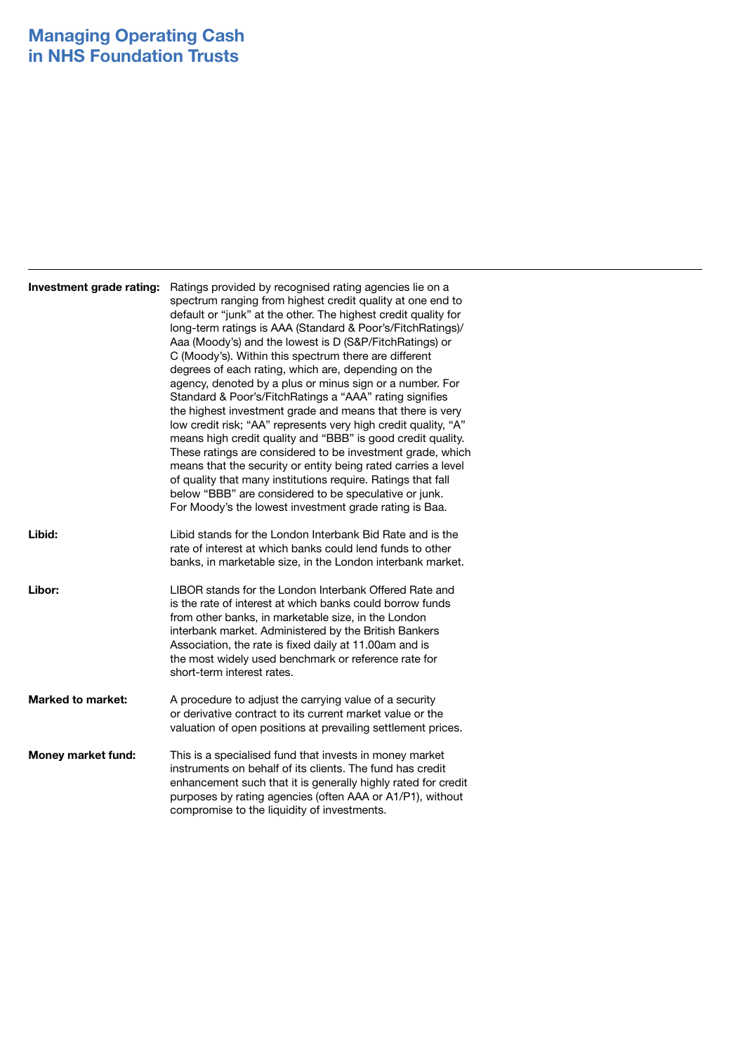**Investment grade rating:** Ratings provided by recognised rating agencies lie on a spectrum ranging from highest credit quality at one end to default or "junk" at the other. The highest credit quality for long-term ratings is AAA (Standard & Poor's/FitchRatings)/ Aaa (Moody's) and the lowest is D (S&P/FitchRatings) or C (Moody's). Within this spectrum there are different degrees of each rating, which are, depending on the agency, denoted by a plus or minus sign or a number. For Standard & Poor's/FitchRatings a "AAA" rating signifies the highest investment grade and means that there is very low credit risk; "AA" represents very high credit quality, "A" means high credit quality and "BBB" is good credit quality. These ratings are considered to be investment grade, which means that the security or entity being rated carries a level of quality that many institutions require. Ratings that fall below "BBB" are considered to be speculative or junk. For Moody's the lowest investment grade rating is Baa.

**Libid:** Libid stands for the London Interbank Bid Rate and is the rate of interest at which banks could lend funds to other banks, in marketable size, in the London interbank market.

**Libor:** LIBOR stands for the London Interbank Offered Rate and is the rate of interest at which banks could borrow funds from other banks, in marketable size, in the London interbank market. Administered by the British Bankers Association, the rate is fixed daily at 11.00am and is the most widely used benchmark or reference rate for short-term interest rates.

**Marked to market:** A procedure to adjust the carrying value of a security or derivative contract to its current market value or the valuation of open positions at prevailing settlement prices.

**Money market fund:** This is a specialised fund that invests in money market instruments on behalf of its clients. The fund has credit enhancement such that it is generally highly rated for credit purposes by rating agencies (often AAA or A1/P1), without compromise to the liquidity of investments.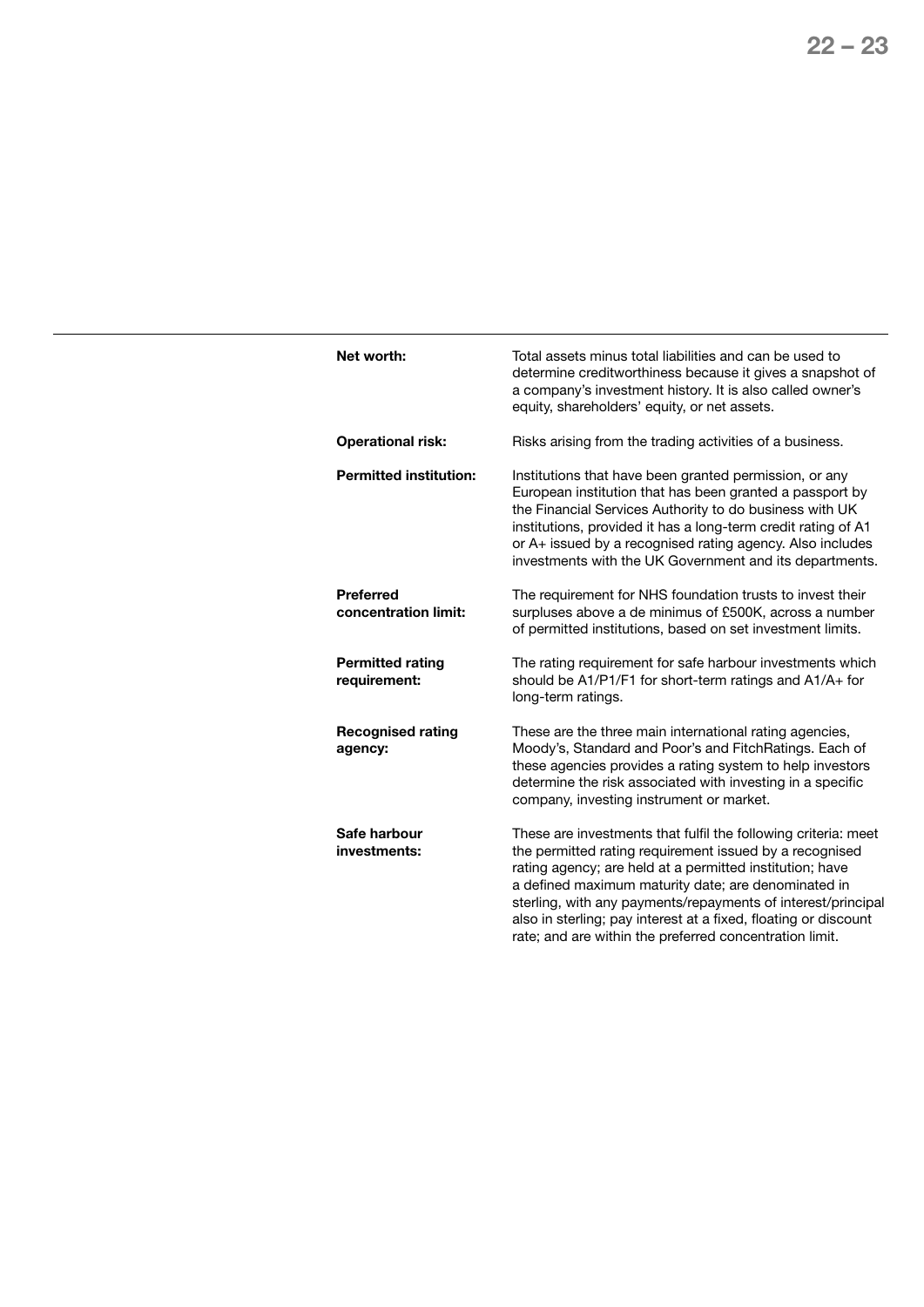**Net worth:** Total assets minus total liabilities and can be used to determine creditworthiness because it gives a snapshot of a company's investment history. It is also called owner's equity, shareholders' equity, or net assets.

**Operational risk:** Risks arising from the trading activities of a business.

**Permitted institution:** Institutions that have been granted permission, or any European institution that has been granted a passport by the Financial Services Authority to do business with UK institutions, provided it has a long-term credit rating of A1 or A+ issued by a recognised rating agency. Also includes investments with the UK Government and its departments.

**Preferred concentration limit:** The requirement for NHS foundation trusts to invest their surpluses above a de minimus of £500K, across a number of permitted institutions, based on set investment limits.

**Permitted rating requirement:** The rating requirement for safe harbour investments which should be A1/P1/F1 for short-term ratings and A1/A+ for long-term ratings.

**Recognised rating agency:** These are the three main international rating agencies, Moody's, Standard and Poor's and FitchRatings. Each of these agencies provides a rating system to help investors determine the risk associated with investing in a specific company, investing instrument or market.

**Safe harbour investments:** These are investments that fulfil the following criteria: meet the permitted rating requirement issued by a recognised rating agency; are held at a permitted institution; have a defined maximum maturity date; are denominated in sterling, with any payments/repayments of interest/principal also in sterling; pay interest at a fixed, floating or discount rate; and are within the preferred concentration limit.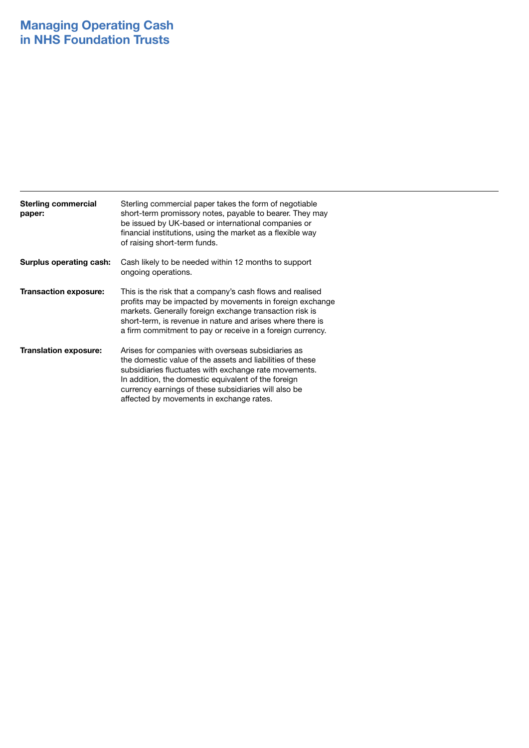| | |
|---|---|
| **Sterling commercial paper:** | Sterling commercial paper takes the form of negotiable short-term promissory notes, payable to bearer. They may be issued by UK-based or international companies or financial institutions, using the market as a flexible way of raising short-term funds. |
| **Surplus operating cash:** | Cash likely to be needed within 12 months to support ongoing operations. |
| **Transaction exposure:** | This is the risk that a company's cash flows and realised profits may be impacted by movements in foreign exchange markets. Generally foreign exchange transaction risk is short-term, is revenue in nature and arises where there is a firm commitment to pay or receive in a foreign currency. |
| **Translation exposure:** | Arises for companies with overseas subsidiaries as the domestic value of the assets and liabilities of these subsidiaries fluctuates with exchange rate movements. In addition, the domestic equivalent of the foreign currency earnings of these subsidiaries will also be affected by movements in exchange rates. |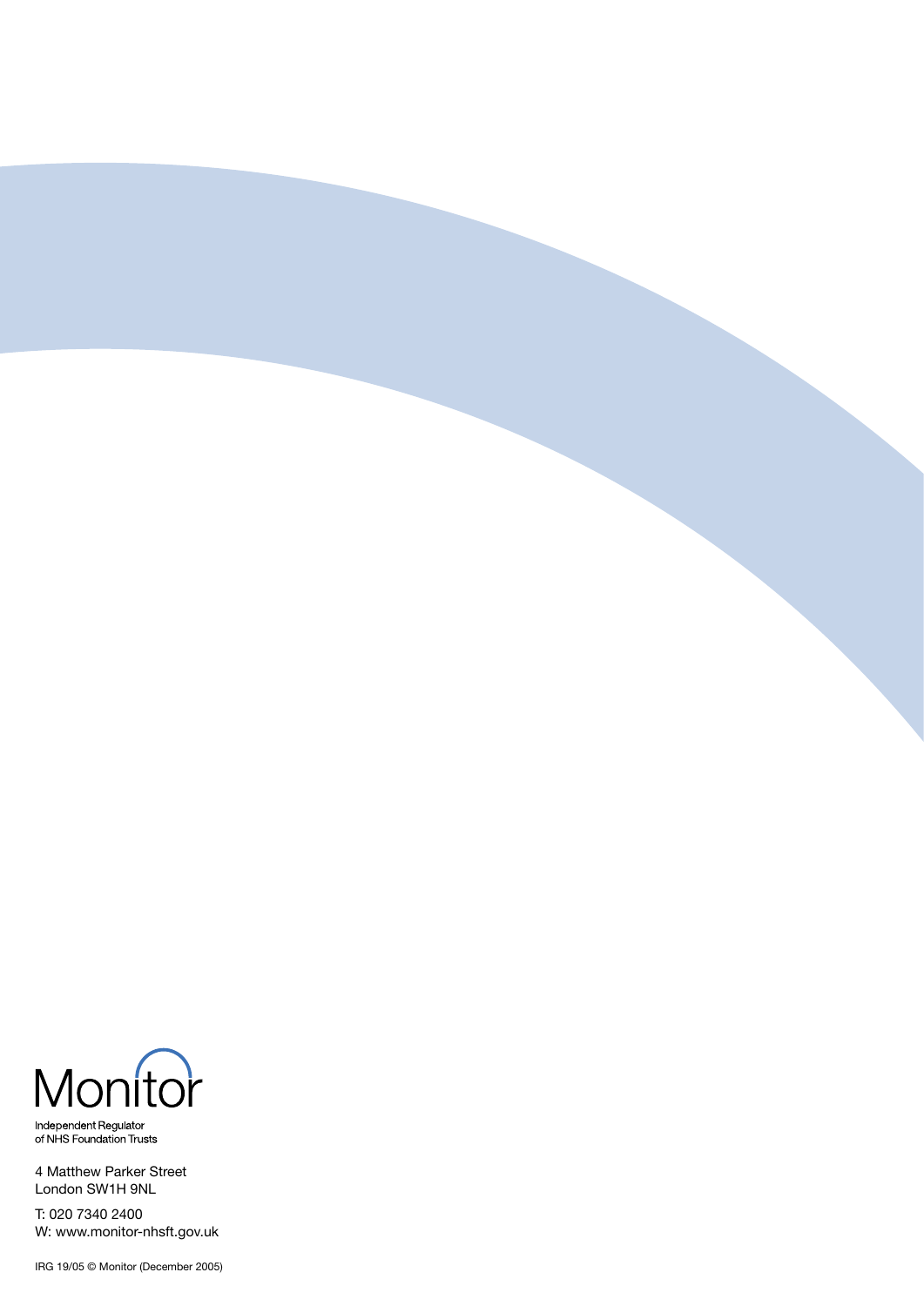Monitor

Independent Regulator
of NHS Foundation Trusts

4 Matthew Parker Street
London SW1H 9NL

T: 020 7340 2400
W: www.monitor-nhsft.gov.uk

IRG 19/05 © Monitor (December 2005)